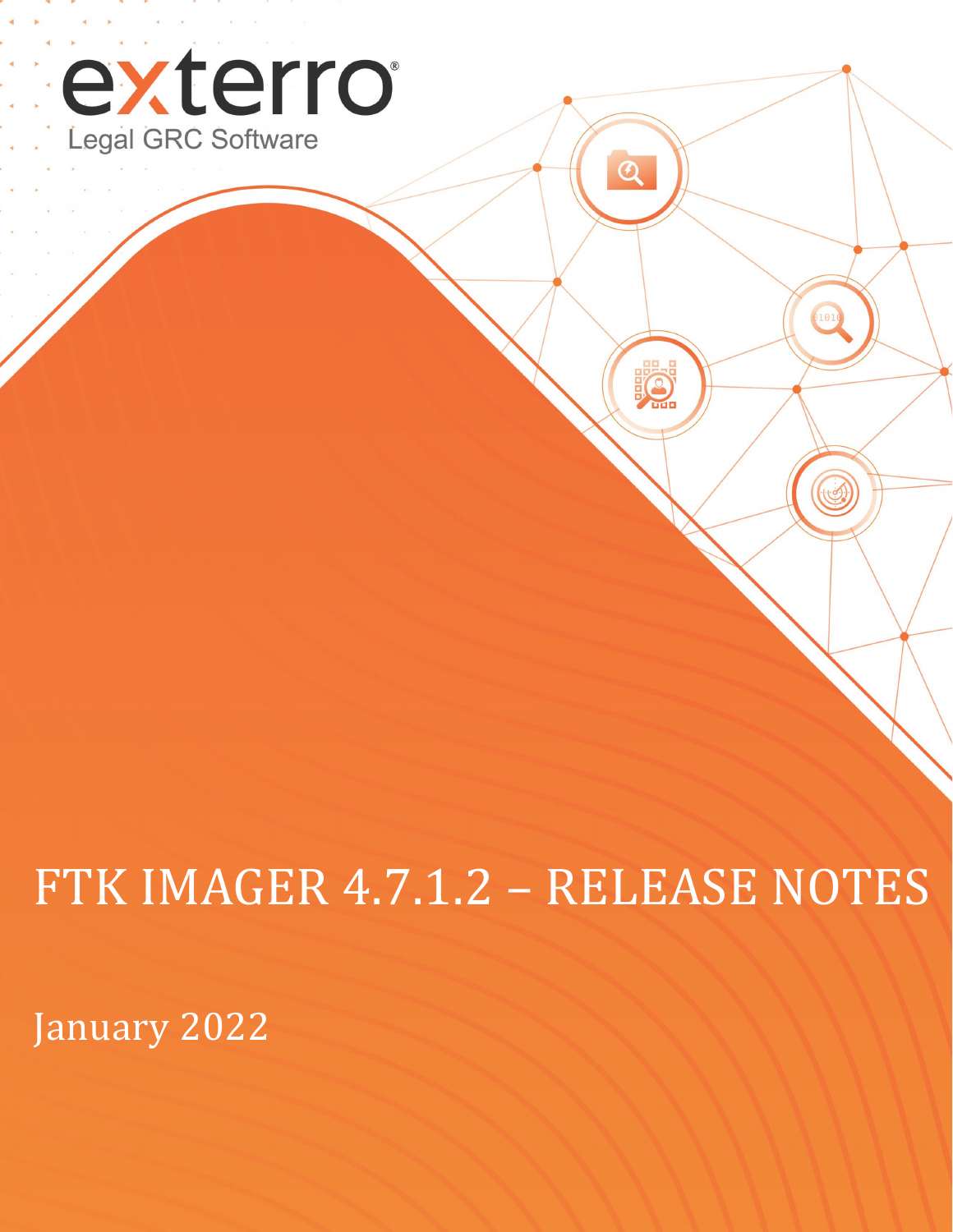exterro®

Legal GRC Software

# FTK IMAGER 4.7.1.2 – RELEASE NOTES

January 2022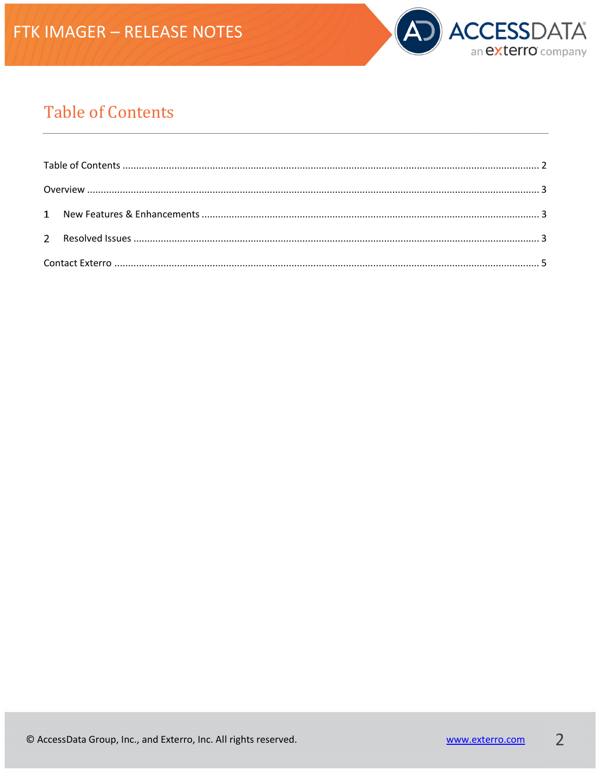# Table of Contents

Table of Contents ........................................................................................................................................ 2

Overview ...................................................................................................................................................... 3

1 New Features & Enhancements .............................................................................................................. 3

2 Resolved Issues ........................................................................................................................................ 3

Contact Exterro ........................................................................................................................................... 5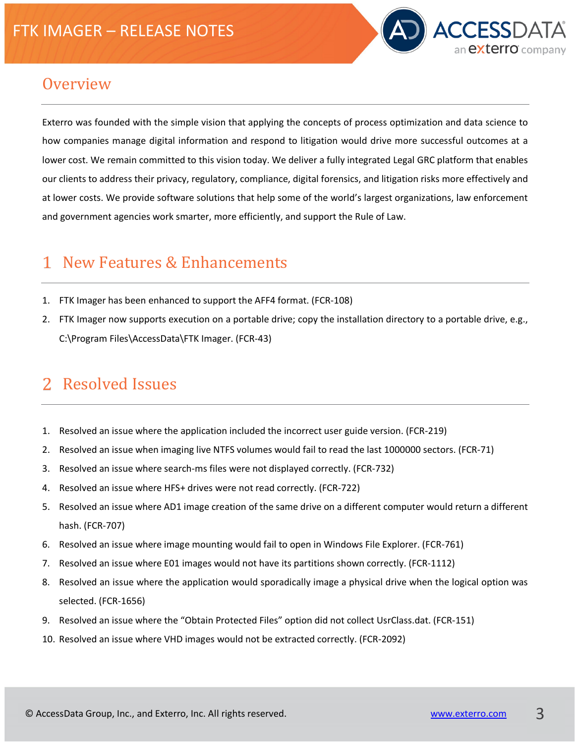## Overview

Exterro was founded with the simple vision that applying the concepts of process optimization and data science to how companies manage digital information and respond to litigation would drive more successful outcomes at a lower cost. We remain committed to this vision today. We deliver a fully integrated Legal GRC platform that enables our clients to address their privacy, regulatory, compliance, digital forensics, and litigation risks more effectively and at lower costs. We provide software solutions that help some of the world's largest organizations, law enforcement and government agencies work smarter, more efficiently, and support the Rule of Law.

## 1 New Features & Enhancements

1. FTK Imager has been enhanced to support the AFF4 format. (FCR-108)
2. FTK Imager now supports execution on a portable drive; copy the installation directory to a portable drive, e.g., C:\Program Files\AccessData\FTK Imager. (FCR-43)

## 2 Resolved Issues

1. Resolved an issue where the application included the incorrect user guide version. (FCR-219)
2. Resolved an issue when imaging live NTFS volumes would fail to read the last 1000000 sectors. (FCR-71)
3. Resolved an issue where search-ms files were not displayed correctly. (FCR-732)
4. Resolved an issue where HFS+ drives were not read correctly. (FCR-722)
5. Resolved an issue where AD1 image creation of the same drive on a different computer would return a different hash. (FCR-707)
6. Resolved an issue where image mounting would fail to open in Windows File Explorer. (FCR-761)
7. Resolved an issue where E01 images would not have its partitions shown correctly. (FCR-1112)
8. Resolved an issue where the application would sporadically image a physical drive when the logical option was selected. (FCR-1656)
9. Resolved an issue where the "Obtain Protected Files" option did not collect UsrClass.dat. (FCR-151)
10. Resolved an issue where VHD images would not be extracted correctly. (FCR-2092)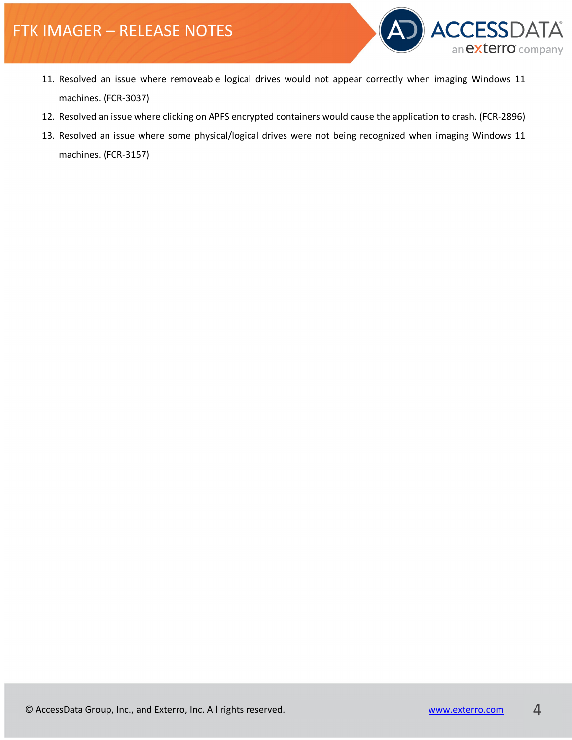11. Resolved an issue where removeable logical drives would not appear correctly when imaging Windows 11 machines. (FCR-3037)
12. Resolved an issue where clicking on APFS encrypted containers would cause the application to crash. (FCR-2896)
13. Resolved an issue where some physical/logical drives were not being recognized when imaging Windows 11 machines. (FCR-3157)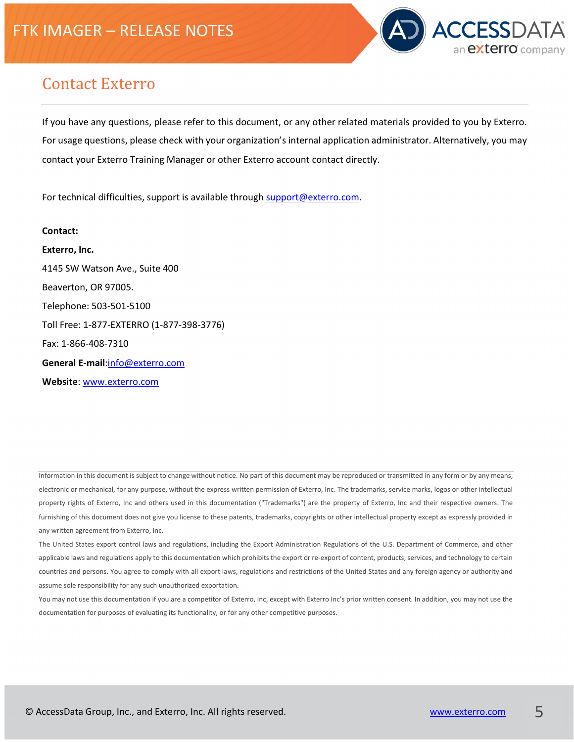# Contact Exterro

If you have any questions, please refer to this document, or any other related materials provided to you by Exterro. For usage questions, please check with your organization's internal application administrator. Alternatively, you may contact your Exterro Training Manager or other Exterro account contact directly.

For technical difficulties, support is available through support@exterro.com.

**Contact:**

**Exterro, Inc.**

4145 SW Watson Ave., Suite 400

Beaverton, OR 97005.

Telephone: 503-501-5100

Toll Free: 1-877-EXTERRO (1-877-398-3776)

Fax: 1-866-408-7310

**General E-mail**:info@exterro.com

**Website**: www.exterro.com

Information in this document is subject to change without notice. No part of this document may be reproduced or transmitted in any form or by any means, electronic or mechanical, for any purpose, without the express written permission of Exterro, Inc. The trademarks, service marks, logos or other intellectual property rights of Exterro, Inc and others used in this documentation ("Trademarks") are the property of Exterro, Inc and their respective owners. The furnishing of this document does not give you license to these patents, trademarks, copyrights or other intellectual property except as expressly provided in any written agreement from Exterro, Inc.

The United States export control laws and regulations, including the Export Administration Regulations of the U.S. Department of Commerce, and other applicable laws and regulations apply to this documentation which prohibits the export or re-export of content, products, services, and technology to certain countries and persons. You agree to comply with all export laws, regulations and restrictions of the United States and any foreign agency or authority and assume sole responsibility for any such unauthorized exportation.

You may not use this documentation if you are a competitor of Exterro, Inc, except with Exterro Inc's prior written consent. In addition, you may not use the documentation for purposes of evaluating its functionality, or for any other competitive purposes.